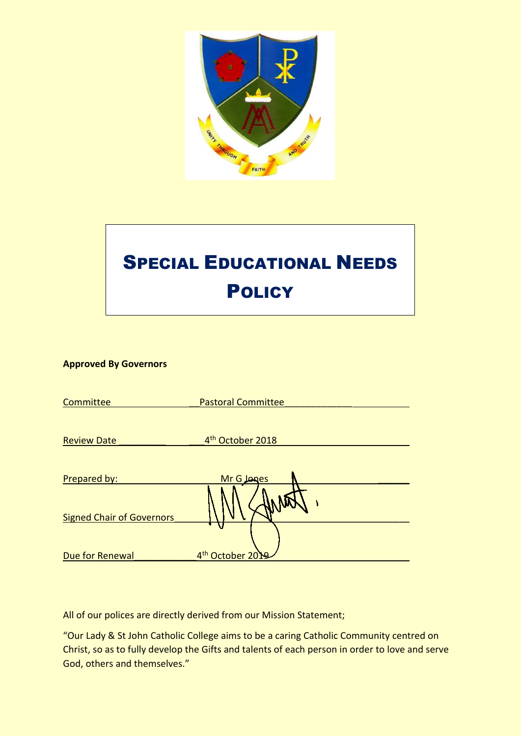# Special Educational Needs Policy

**Approved By Governors**

Committee Pastoral Committee

Review Date 4th October 2018

Prepared by: Mr G Jones

Signed Chair of Governors

Due for Renewal 4th October 2019

All of our polices are directly derived from our Mission Statement;

"Our Lady & St John Catholic College aims to be a caring Catholic Community centred on Christ, so as to fully develop the Gifts and talents of each person in order to love and serve God, others and themselves."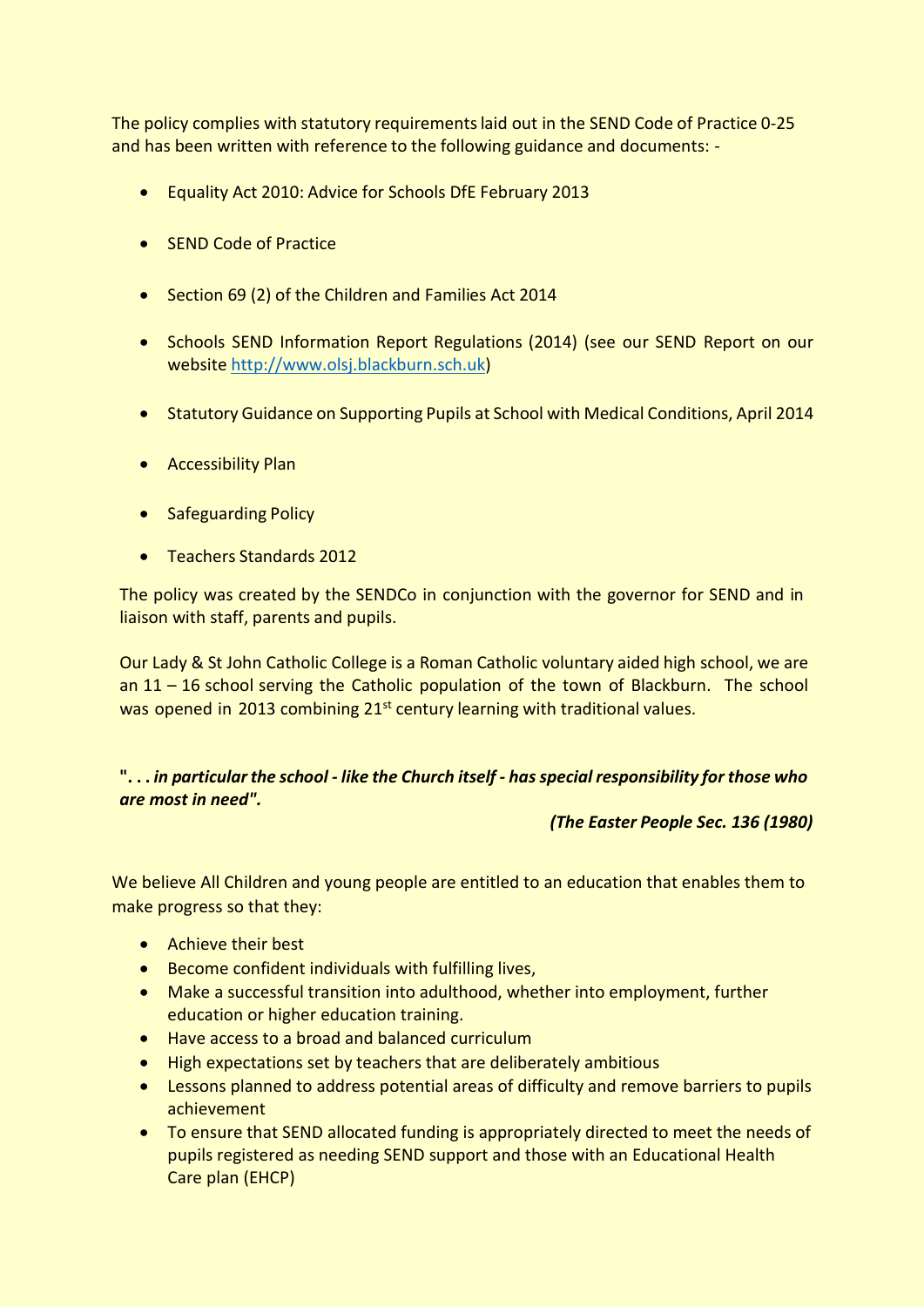The policy complies with statutory requirements laid out in the SEND Code of Practice 0-25 and has been written with reference to the following guidance and documents: -

- Equality Act 2010: Advice for Schools DfE February 2013
- SEND Code of Practice
- Section 69 (2) of the Children and Families Act 2014
- Schools SEND Information Report Regulations (2014) (see our SEND Report on our website http://www.olsj.blackburn.sch.uk)
- Statutory Guidance on Supporting Pupils at School with Medical Conditions, April 2014
- Accessibility Plan
- Safeguarding Policy
- Teachers Standards 2012

The policy was created by the SENDCo in conjunction with the governor for SEND and in liaison with staff, parents and pupils.

Our Lady & St John Catholic College is a Roman Catholic voluntary aided high school, we are an 11 – 16 school serving the Catholic population of the town of Blackburn. The school was opened in 2013 combining 21st century learning with traditional values.

***". . . in particular the school - like the Church itself - has special responsibility for those who are most in need".***

***(The Easter People Sec. 136 (1980)***

We believe All Children and young people are entitled to an education that enables them to make progress so that they:

- Achieve their best
- Become confident individuals with fulfilling lives,
- Make a successful transition into adulthood, whether into employment, further education or higher education training.
- Have access to a broad and balanced curriculum
- High expectations set by teachers that are deliberately ambitious
- Lessons planned to address potential areas of difficulty and remove barriers to pupils achievement
- To ensure that SEND allocated funding is appropriately directed to meet the needs of pupils registered as needing SEND support and those with an Educational Health Care plan (EHCP)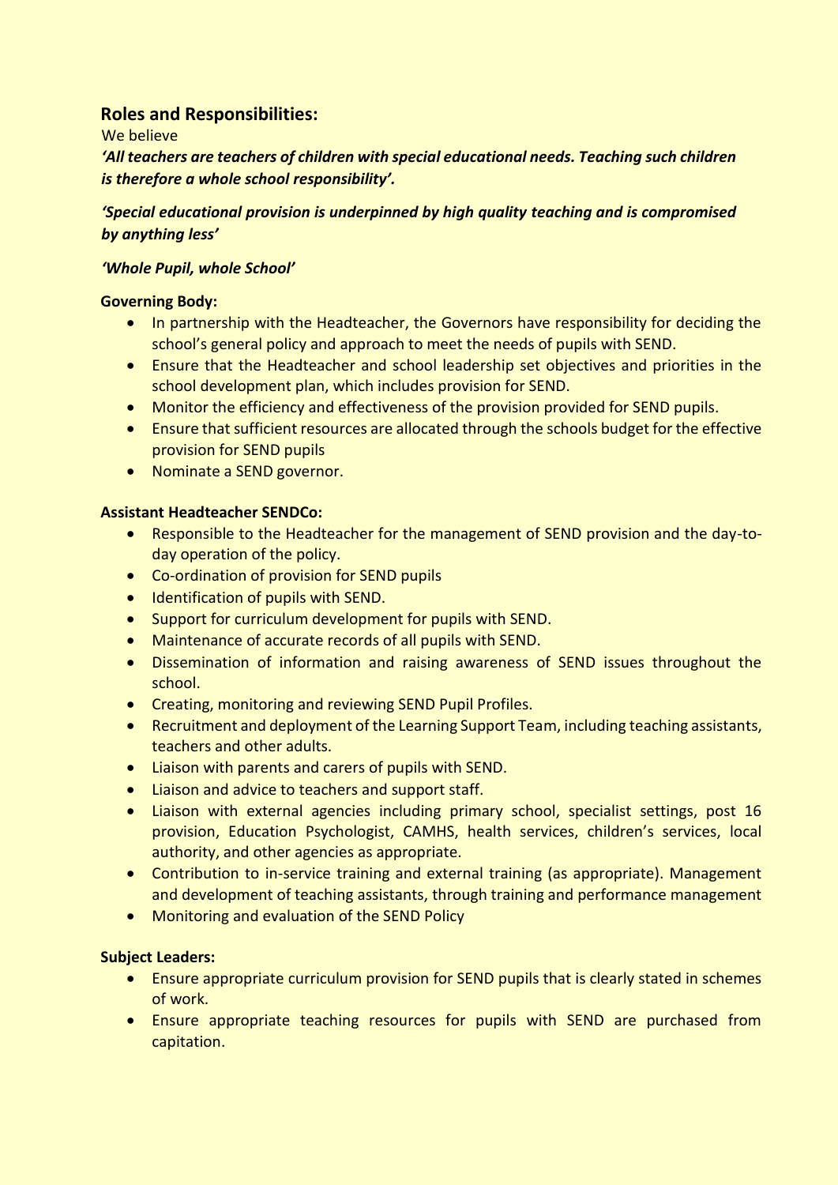## Roles and Responsibilities:

We believe

***'All teachers are teachers of children with special educational needs. Teaching such children is therefore a whole school responsibility'.***

***'Special educational provision is underpinned by high quality teaching and is compromised by anything less'***

***'Whole Pupil, whole School'***

**Governing Body:**

- In partnership with the Headteacher, the Governors have responsibility for deciding the school's general policy and approach to meet the needs of pupils with SEND.
- Ensure that the Headteacher and school leadership set objectives and priorities in the school development plan, which includes provision for SEND.
- Monitor the efficiency and effectiveness of the provision provided for SEND pupils.
- Ensure that sufficient resources are allocated through the schools budget for the effective provision for SEND pupils
- Nominate a SEND governor.

**Assistant Headteacher SENDCo:**

- Responsible to the Headteacher for the management of SEND provision and the day-to-day operation of the policy.
- Co-ordination of provision for SEND pupils
- Identification of pupils with SEND.
- Support for curriculum development for pupils with SEND.
- Maintenance of accurate records of all pupils with SEND.
- Dissemination of information and raising awareness of SEND issues throughout the school.
- Creating, monitoring and reviewing SEND Pupil Profiles.
- Recruitment and deployment of the Learning Support Team, including teaching assistants, teachers and other adults.
- Liaison with parents and carers of pupils with SEND.
- Liaison and advice to teachers and support staff.
- Liaison with external agencies including primary school, specialist settings, post 16 provision, Education Psychologist, CAMHS, health services, children's services, local authority, and other agencies as appropriate.
- Contribution to in-service training and external training (as appropriate). Management and development of teaching assistants, through training and performance management
- Monitoring and evaluation of the SEND Policy

**Subject Leaders:**

- Ensure appropriate curriculum provision for SEND pupils that is clearly stated in schemes of work.
- Ensure appropriate teaching resources for pupils with SEND are purchased from capitation.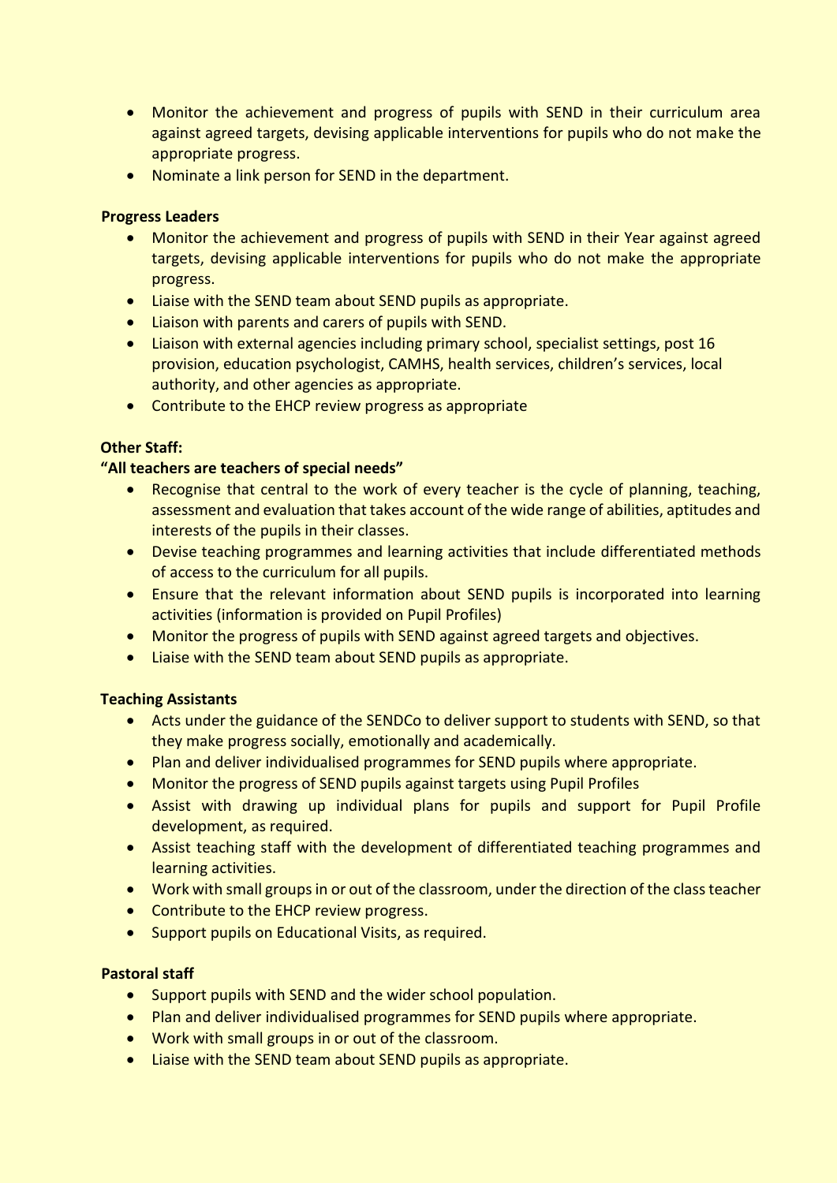- Monitor the achievement and progress of pupils with SEND in their curriculum area against agreed targets, devising applicable interventions for pupils who do not make the appropriate progress.
- Nominate a link person for SEND in the department.

**Progress Leaders**

- Monitor the achievement and progress of pupils with SEND in their Year against agreed targets, devising applicable interventions for pupils who do not make the appropriate progress.
- Liaise with the SEND team about SEND pupils as appropriate.
- Liaison with parents and carers of pupils with SEND.
- Liaison with external agencies including primary school, specialist settings, post 16 provision, education psychologist, CAMHS, health services, children's services, local authority, and other agencies as appropriate.
- Contribute to the EHCP review progress as appropriate

**Other Staff:**

**"All teachers are teachers of special needs"**

- Recognise that central to the work of every teacher is the cycle of planning, teaching, assessment and evaluation that takes account of the wide range of abilities, aptitudes and interests of the pupils in their classes.
- Devise teaching programmes and learning activities that include differentiated methods of access to the curriculum for all pupils.
- Ensure that the relevant information about SEND pupils is incorporated into learning activities (information is provided on Pupil Profiles)
- Monitor the progress of pupils with SEND against agreed targets and objectives.
- Liaise with the SEND team about SEND pupils as appropriate.

**Teaching Assistants**

- Acts under the guidance of the SENDCo to deliver support to students with SEND, so that they make progress socially, emotionally and academically.
- Plan and deliver individualised programmes for SEND pupils where appropriate.
- Monitor the progress of SEND pupils against targets using Pupil Profiles
- Assist with drawing up individual plans for pupils and support for Pupil Profile development, as required.
- Assist teaching staff with the development of differentiated teaching programmes and learning activities.
- Work with small groups in or out of the classroom, under the direction of the class teacher
- Contribute to the EHCP review progress.
- Support pupils on Educational Visits, as required.

**Pastoral staff**

- Support pupils with SEND and the wider school population.
- Plan and deliver individualised programmes for SEND pupils where appropriate.
- Work with small groups in or out of the classroom.
- Liaise with the SEND team about SEND pupils as appropriate.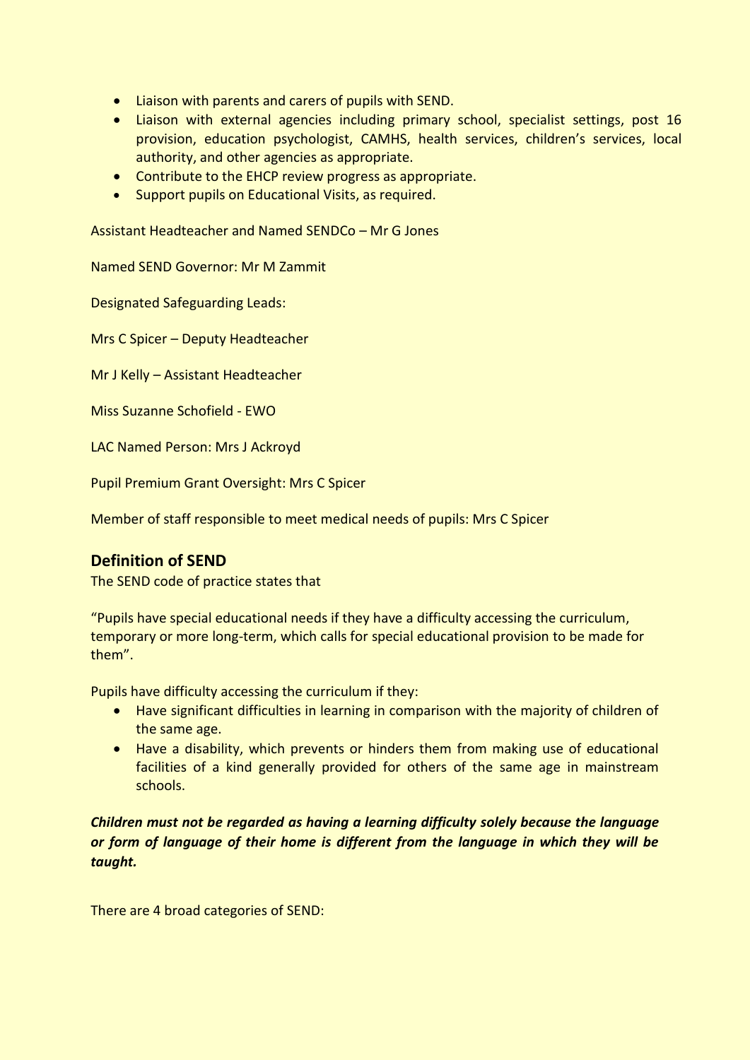- Liaison with parents and carers of pupils with SEND.
- Liaison with external agencies including primary school, specialist settings, post 16 provision, education psychologist, CAMHS, health services, children's services, local authority, and other agencies as appropriate.
- Contribute to the EHCP review progress as appropriate.
- Support pupils on Educational Visits, as required.

Assistant Headteacher and Named SENDCo – Mr G Jones

Named SEND Governor: Mr M Zammit

Designated Safeguarding Leads:

Mrs C Spicer – Deputy Headteacher

Mr J Kelly – Assistant Headteacher

Miss Suzanne Schofield - EWO

LAC Named Person: Mrs J Ackroyd

Pupil Premium Grant Oversight: Mrs C Spicer

Member of staff responsible to meet medical needs of pupils: Mrs C Spicer

## Definition of SEND

The SEND code of practice states that

"Pupils have special educational needs if they have a difficulty accessing the curriculum, temporary or more long-term, which calls for special educational provision to be made for them".

Pupils have difficulty accessing the curriculum if they:

- Have significant difficulties in learning in comparison with the majority of children of the same age.
- Have a disability, which prevents or hinders them from making use of educational facilities of a kind generally provided for others of the same age in mainstream schools.

***Children must not be regarded as having a learning difficulty solely because the language or form of language of their home is different from the language in which they will be taught.***

There are 4 broad categories of SEND: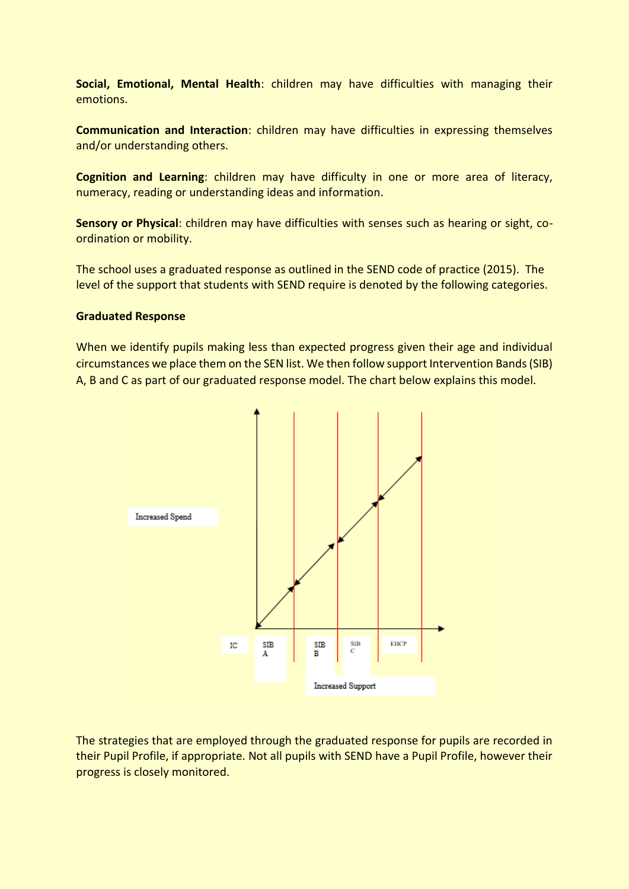**Social, Emotional, Mental Health**: children may have difficulties with managing their emotions.

**Communication and Interaction**: children may have difficulties in expressing themselves and/or understanding others.

**Cognition and Learning**: children may have difficulty in one or more area of literacy, numeracy, reading or understanding ideas and information.

**Sensory or Physical**: children may have difficulties with senses such as hearing or sight, co-ordination or mobility.

The school uses a graduated response as outlined in the SEND code of practice (2015). The level of the support that students with SEND require is denoted by the following categories.

**Graduated Response**

When we identify pupils making less than expected progress given their age and individual circumstances we place them on the SEN list. We then follow support Intervention Bands (SIB) A, B and C as part of our graduated response model. The chart below explains this model.

Increased Spend

IC SIB A SIB B SIB C EHCP

Increased Support

The strategies that are employed through the graduated response for pupils are recorded in their Pupil Profile, if appropriate. Not all pupils with SEND have a Pupil Profile, however their progress is closely monitored.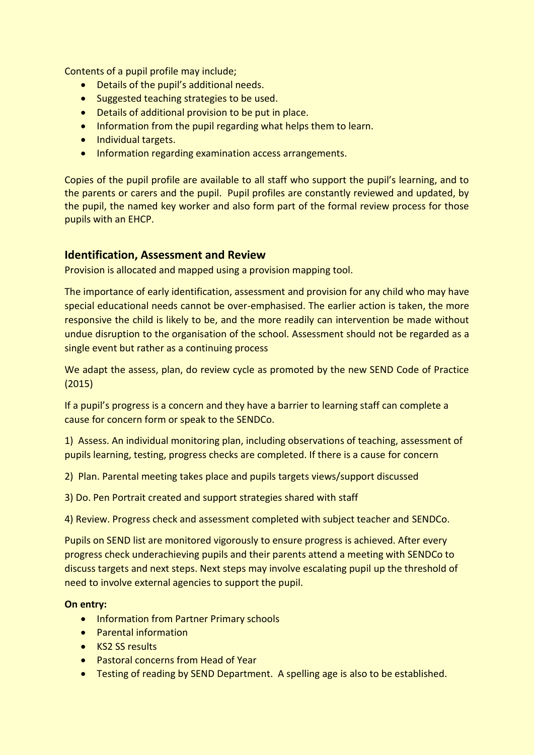Contents of a pupil profile may include;

- Details of the pupil's additional needs.
- Suggested teaching strategies to be used.
- Details of additional provision to be put in place.
- Information from the pupil regarding what helps them to learn.
- Individual targets.
- Information regarding examination access arrangements.

Copies of the pupil profile are available to all staff who support the pupil's learning, and to the parents or carers and the pupil. Pupil profiles are constantly reviewed and updated, by the pupil, the named key worker and also form part of the formal review process for those pupils with an EHCP.

## Identification, Assessment and Review

Provision is allocated and mapped using a provision mapping tool.

The importance of early identification, assessment and provision for any child who may have special educational needs cannot be over-emphasised. The earlier action is taken, the more responsive the child is likely to be, and the more readily can intervention be made without undue disruption to the organisation of the school. Assessment should not be regarded as a single event but rather as a continuing process

We adapt the assess, plan, do review cycle as promoted by the new SEND Code of Practice (2015)

If a pupil's progress is a concern and they have a barrier to learning staff can complete a cause for concern form or speak to the SENDCo.

1) Assess. An individual monitoring plan, including observations of teaching, assessment of pupils learning, testing, progress checks are completed. If there is a cause for concern

2) Plan. Parental meeting takes place and pupils targets views/support discussed

3) Do. Pen Portrait created and support strategies shared with staff

4) Review. Progress check and assessment completed with subject teacher and SENDCo.

Pupils on SEND list are monitored vigorously to ensure progress is achieved. After every progress check underachieving pupils and their parents attend a meeting with SENDCo to discuss targets and next steps. Next steps may involve escalating pupil up the threshold of need to involve external agencies to support the pupil.

**On entry:**

- Information from Partner Primary schools
- Parental information
- KS2 SS results
- Pastoral concerns from Head of Year
- Testing of reading by SEND Department. A spelling age is also to be established.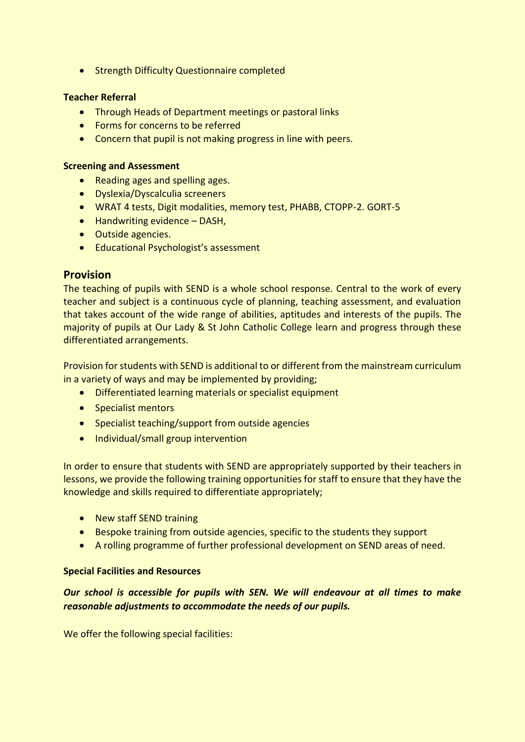- Strength Difficulty Questionnaire completed

**Teacher Referral**

- Through Heads of Department meetings or pastoral links
- Forms for concerns to be referred
- Concern that pupil is not making progress in line with peers.

**Screening and Assessment**

- Reading ages and spelling ages.
- Dyslexia/Dyscalculia screeners
- WRAT 4 tests, Digit modalities, memory test, PHABB, CTOPP-2. GORT-5
- Handwriting evidence – DASH,
- Outside agencies.
- Educational Psychologist's assessment

## Provision

The teaching of pupils with SEND is a whole school response. Central to the work of every teacher and subject is a continuous cycle of planning, teaching assessment, and evaluation that takes account of the wide range of abilities, aptitudes and interests of the pupils. The majority of pupils at Our Lady & St John Catholic College learn and progress through these differentiated arrangements.

Provision for students with SEND is additional to or different from the mainstream curriculum in a variety of ways and may be implemented by providing;

- Differentiated learning materials or specialist equipment
- Specialist mentors
- Specialist teaching/support from outside agencies
- Individual/small group intervention

In order to ensure that students with SEND are appropriately supported by their teachers in lessons, we provide the following training opportunities for staff to ensure that they have the knowledge and skills required to differentiate appropriately;

- New staff SEND training
- Bespoke training from outside agencies, specific to the students they support
- A rolling programme of further professional development on SEND areas of need.

**Special Facilities and Resources**

***Our school is accessible for pupils with SEN. We will endeavour at all times to make reasonable adjustments to accommodate the needs of our pupils.***

We offer the following special facilities: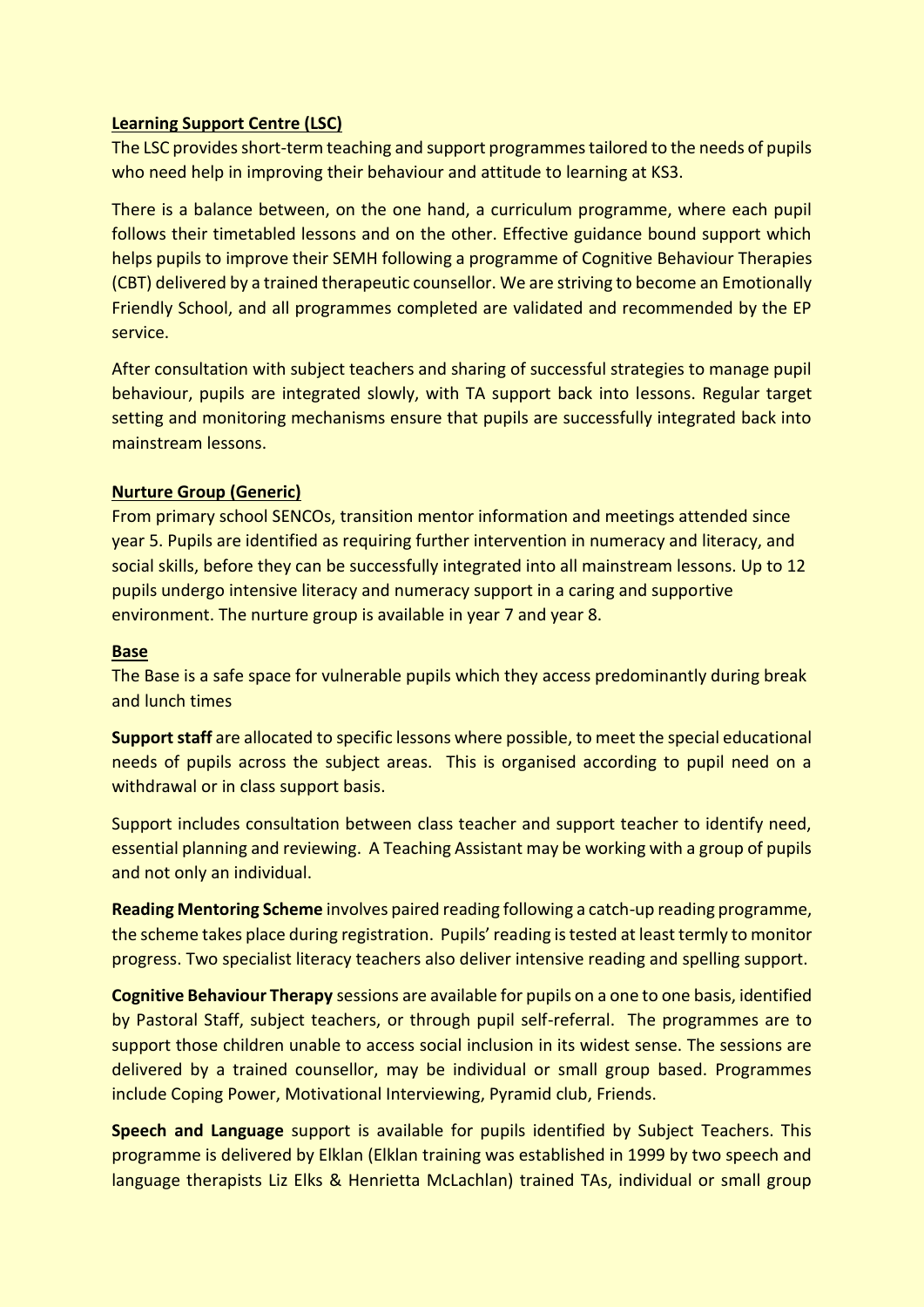**Learning Support Centre (LSC)**

The LSC provides short-term teaching and support programmes tailored to the needs of pupils who need help in improving their behaviour and attitude to learning at KS3.

There is a balance between, on the one hand, a curriculum programme, where each pupil follows their timetabled lessons and on the other. Effective guidance bound support which helps pupils to improve their SEMH following a programme of Cognitive Behaviour Therapies (CBT) delivered by a trained therapeutic counsellor. We are striving to become an Emotionally Friendly School, and all programmes completed are validated and recommended by the EP service.

After consultation with subject teachers and sharing of successful strategies to manage pupil behaviour, pupils are integrated slowly, with TA support back into lessons. Regular target setting and monitoring mechanisms ensure that pupils are successfully integrated back into mainstream lessons.

**Nurture Group (Generic)**

From primary school SENCOs, transition mentor information and meetings attended since year 5. Pupils are identified as requiring further intervention in numeracy and literacy, and social skills, before they can be successfully integrated into all mainstream lessons. Up to 12 pupils undergo intensive literacy and numeracy support in a caring and supportive environment. The nurture group is available in year 7 and year 8.

**Base**

The Base is a safe space for vulnerable pupils which they access predominantly during break and lunch times

**Support staff** are allocated to specific lessons where possible, to meet the special educational needs of pupils across the subject areas. This is organised according to pupil need on a withdrawal or in class support basis.

Support includes consultation between class teacher and support teacher to identify need, essential planning and reviewing. A Teaching Assistant may be working with a group of pupils and not only an individual.

**Reading Mentoring Scheme** involves paired reading following a catch-up reading programme, the scheme takes place during registration. Pupils' reading is tested at least termly to monitor progress. Two specialist literacy teachers also deliver intensive reading and spelling support.

**Cognitive Behaviour Therapy** sessions are available for pupils on a one to one basis, identified by Pastoral Staff, subject teachers, or through pupil self-referral. The programmes are to support those children unable to access social inclusion in its widest sense. The sessions are delivered by a trained counsellor, may be individual or small group based. Programmes include Coping Power, Motivational Interviewing, Pyramid club, Friends.

**Speech and Language** support is available for pupils identified by Subject Teachers. This programme is delivered by Elklan (Elklan training was established in 1999 by two speech and language therapists Liz Elks & Henrietta McLachlan) trained TAs, individual or small group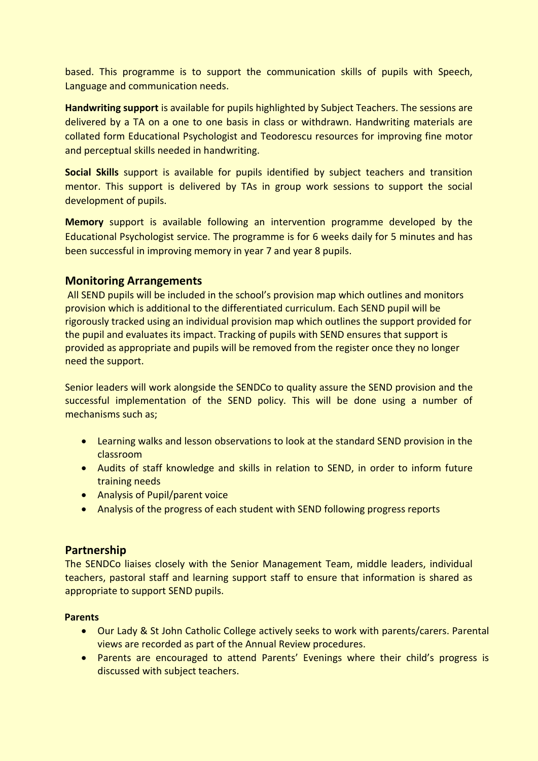based. This programme is to support the communication skills of pupils with Speech, Language and communication needs.

**Handwriting support** is available for pupils highlighted by Subject Teachers. The sessions are delivered by a TA on a one to one basis in class or withdrawn. Handwriting materials are collated form Educational Psychologist and Teodorescu resources for improving fine motor and perceptual skills needed in handwriting.

**Social Skills** support is available for pupils identified by subject teachers and transition mentor. This support is delivered by TAs in group work sessions to support the social development of pupils.

**Memory** support is available following an intervention programme developed by the Educational Psychologist service. The programme is for 6 weeks daily for 5 minutes and has been successful in improving memory in year 7 and year 8 pupils.

## Monitoring Arrangements

All SEND pupils will be included in the school's provision map which outlines and monitors provision which is additional to the differentiated curriculum. Each SEND pupil will be rigorously tracked using an individual provision map which outlines the support provided for the pupil and evaluates its impact. Tracking of pupils with SEND ensures that support is provided as appropriate and pupils will be removed from the register once they no longer need the support.

Senior leaders will work alongside the SENDCo to quality assure the SEND provision and the successful implementation of the SEND policy. This will be done using a number of mechanisms such as;

- Learning walks and lesson observations to look at the standard SEND provision in the classroom
- Audits of staff knowledge and skills in relation to SEND, in order to inform future training needs
- Analysis of Pupil/parent voice
- Analysis of the progress of each student with SEND following progress reports

## Partnership

The SENDCo liaises closely with the Senior Management Team, middle leaders, individual teachers, pastoral staff and learning support staff to ensure that information is shared as appropriate to support SEND pupils.

**Parents**

- Our Lady & St John Catholic College actively seeks to work with parents/carers. Parental views are recorded as part of the Annual Review procedures.
- Parents are encouraged to attend Parents' Evenings where their child's progress is discussed with subject teachers.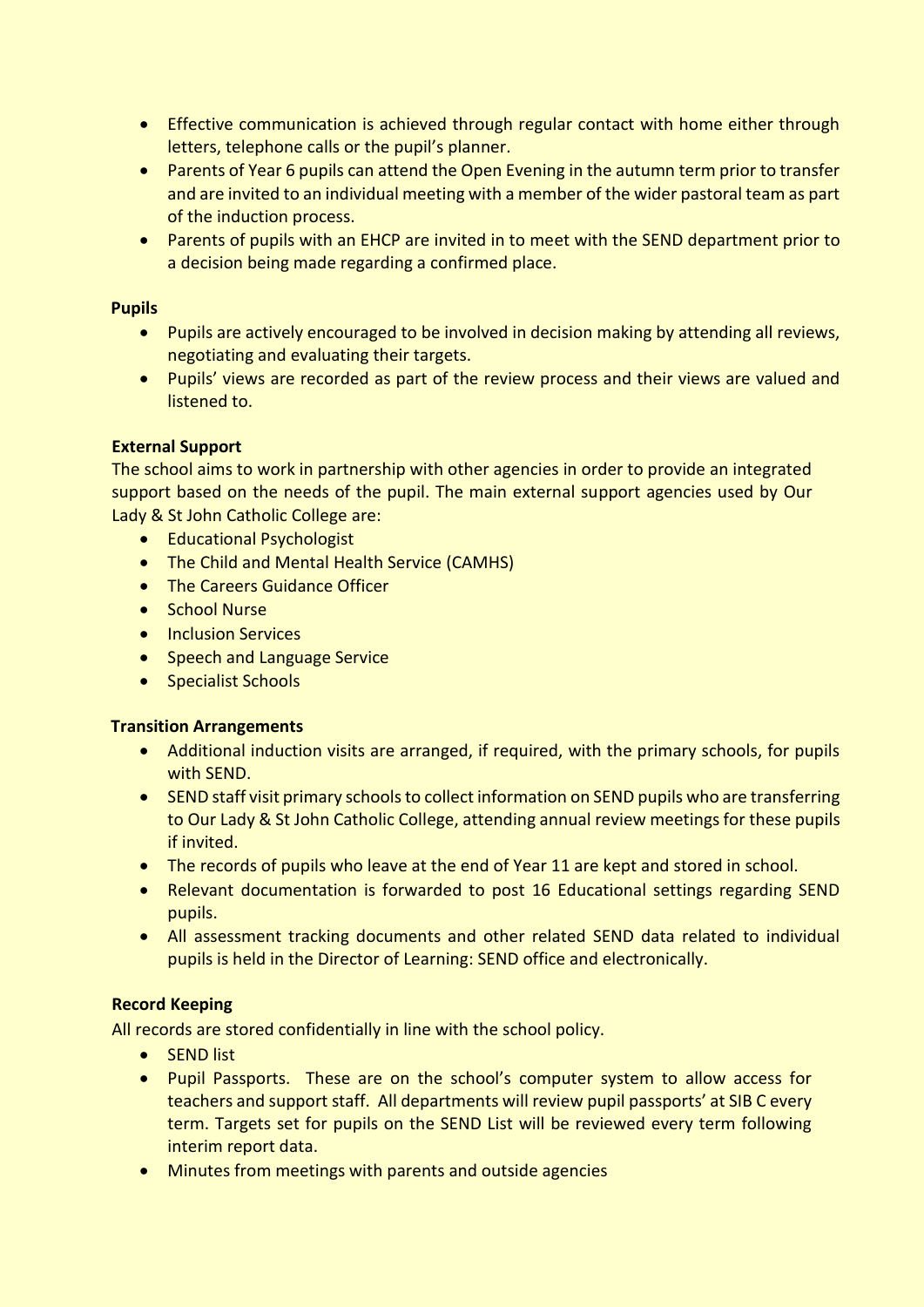- Effective communication is achieved through regular contact with home either through letters, telephone calls or the pupil's planner.
- Parents of Year 6 pupils can attend the Open Evening in the autumn term prior to transfer and are invited to an individual meeting with a member of the wider pastoral team as part of the induction process.
- Parents of pupils with an EHCP are invited in to meet with the SEND department prior to a decision being made regarding a confirmed place.

**Pupils**

- Pupils are actively encouraged to be involved in decision making by attending all reviews, negotiating and evaluating their targets.
- Pupils' views are recorded as part of the review process and their views are valued and listened to.

**External Support**

The school aims to work in partnership with other agencies in order to provide an integrated support based on the needs of the pupil. The main external support agencies used by Our Lady & St John Catholic College are:

- Educational Psychologist
- The Child and Mental Health Service (CAMHS)
- The Careers Guidance Officer
- School Nurse
- Inclusion Services
- Speech and Language Service
- Specialist Schools

**Transition Arrangements**

- Additional induction visits are arranged, if required, with the primary schools, for pupils with SEND.
- SEND staff visit primary schools to collect information on SEND pupils who are transferring to Our Lady & St John Catholic College, attending annual review meetings for these pupils if invited.
- The records of pupils who leave at the end of Year 11 are kept and stored in school.
- Relevant documentation is forwarded to post 16 Educational settings regarding SEND pupils.
- All assessment tracking documents and other related SEND data related to individual pupils is held in the Director of Learning: SEND office and electronically.

**Record Keeping**

All records are stored confidentially in line with the school policy.

- SEND list
- Pupil Passports. These are on the school's computer system to allow access for teachers and support staff. All departments will review pupil passports' at SIB C every term. Targets set for pupils on the SEND List will be reviewed every term following interim report data.
- Minutes from meetings with parents and outside agencies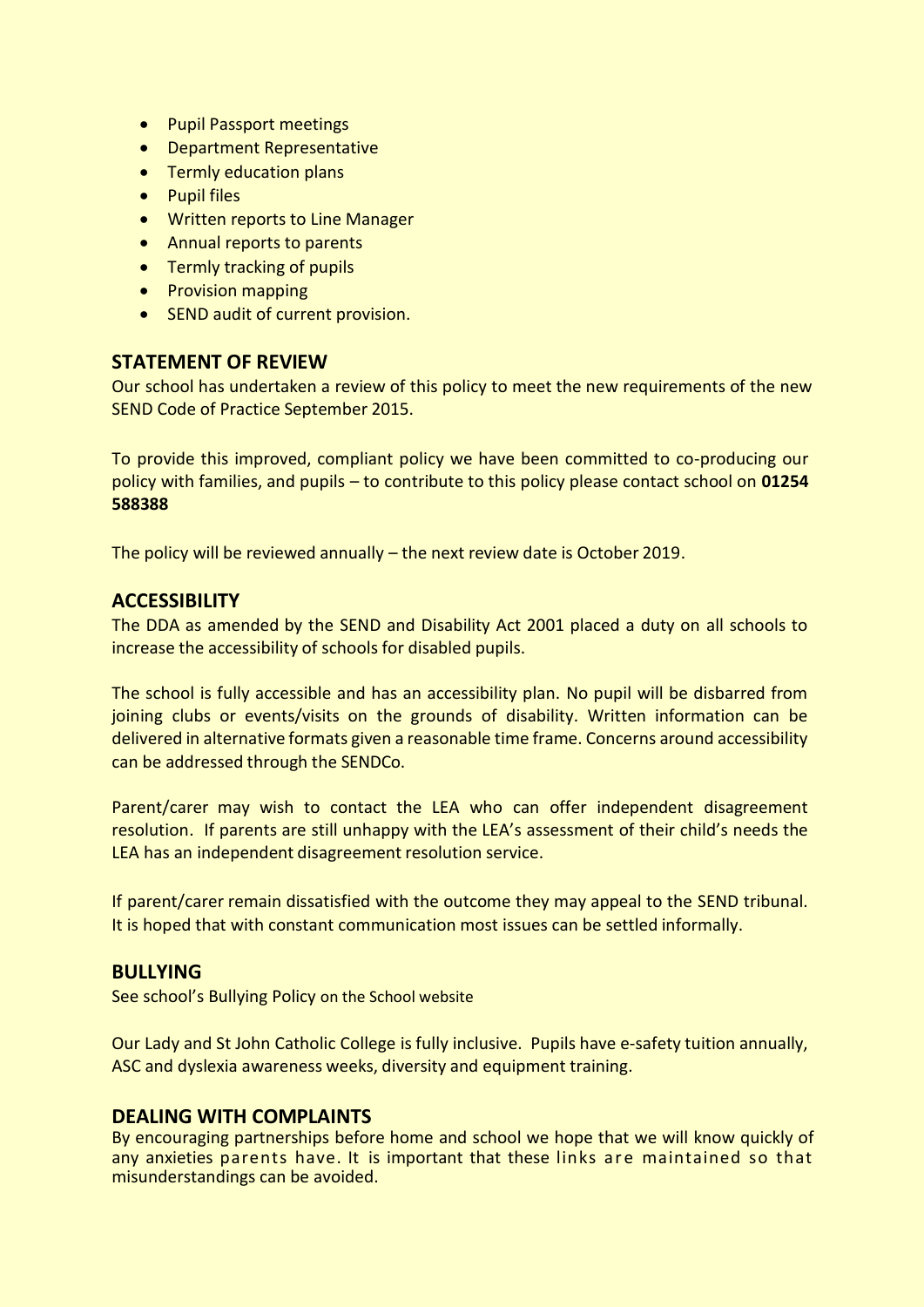- Pupil Passport meetings
- Department Representative
- Termly education plans
- Pupil files
- Written reports to Line Manager
- Annual reports to parents
- Termly tracking of pupils
- Provision mapping
- SEND audit of current provision.

## STATEMENT OF REVIEW

Our school has undertaken a review of this policy to meet the new requirements of the new SEND Code of Practice September 2015.

To provide this improved, compliant policy we have been committed to co-producing our policy with families, and pupils – to contribute to this policy please contact school on **01254 588388**

The policy will be reviewed annually – the next review date is October 2019.

## ACCESSIBILITY

The DDA as amended by the SEND and Disability Act 2001 placed a duty on all schools to increase the accessibility of schools for disabled pupils.

The school is fully accessible and has an accessibility plan. No pupil will be disbarred from joining clubs or events/visits on the grounds of disability. Written information can be delivered in alternative formats given a reasonable time frame. Concerns around accessibility can be addressed through the SENDCo.

Parent/carer may wish to contact the LEA who can offer independent disagreement resolution. If parents are still unhappy with the LEA's assessment of their child's needs the LEA has an independent disagreement resolution service.

If parent/carer remain dissatisfied with the outcome they may appeal to the SEND tribunal. It is hoped that with constant communication most issues can be settled informally.

## BULLYING

See school's Bullying Policy on the School website

Our Lady and St John Catholic College is fully inclusive. Pupils have e-safety tuition annually, ASC and dyslexia awareness weeks, diversity and equipment training.

## DEALING WITH COMPLAINTS

By encouraging partnerships before home and school we hope that we will know quickly of any anxieties parents have. It is important that these links are maintained so that misunderstandings can be avoided.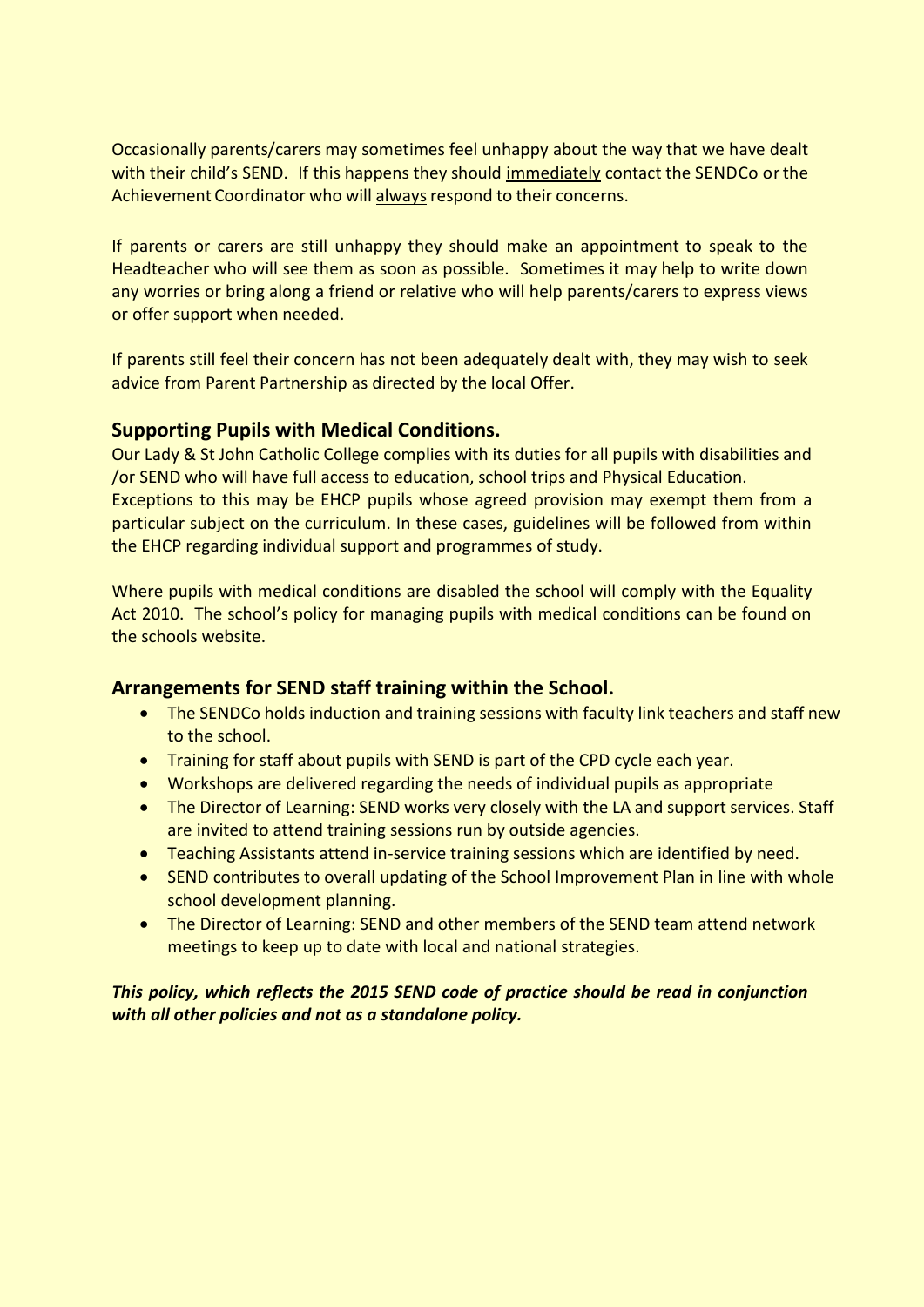Occasionally parents/carers may sometimes feel unhappy about the way that we have dealt with their child's SEND. If this happens they should immediately contact the SENDCo or the Achievement Coordinator who will always respond to their concerns.

If parents or carers are still unhappy they should make an appointment to speak to the Headteacher who will see them as soon as possible. Sometimes it may help to write down any worries or bring along a friend or relative who will help parents/carers to express views or offer support when needed.

If parents still feel their concern has not been adequately dealt with, they may wish to seek advice from Parent Partnership as directed by the local Offer.

## Supporting Pupils with Medical Conditions.

Our Lady & St John Catholic College complies with its duties for all pupils with disabilities and /or SEND who will have full access to education, school trips and Physical Education. Exceptions to this may be EHCP pupils whose agreed provision may exempt them from a particular subject on the curriculum. In these cases, guidelines will be followed from within the EHCP regarding individual support and programmes of study.

Where pupils with medical conditions are disabled the school will comply with the Equality Act 2010. The school's policy for managing pupils with medical conditions can be found on the schools website.

## Arrangements for SEND staff training within the School.

- The SENDCo holds induction and training sessions with faculty link teachers and staff new to the school.
- Training for staff about pupils with SEND is part of the CPD cycle each year.
- Workshops are delivered regarding the needs of individual pupils as appropriate
- The Director of Learning: SEND works very closely with the LA and support services. Staff are invited to attend training sessions run by outside agencies.
- Teaching Assistants attend in-service training sessions which are identified by need.
- SEND contributes to overall updating of the School Improvement Plan in line with whole school development planning.
- The Director of Learning: SEND and other members of the SEND team attend network meetings to keep up to date with local and national strategies.

***This policy, which reflects the 2015 SEND code of practice should be read in conjunction with all other policies and not as a standalone policy.***